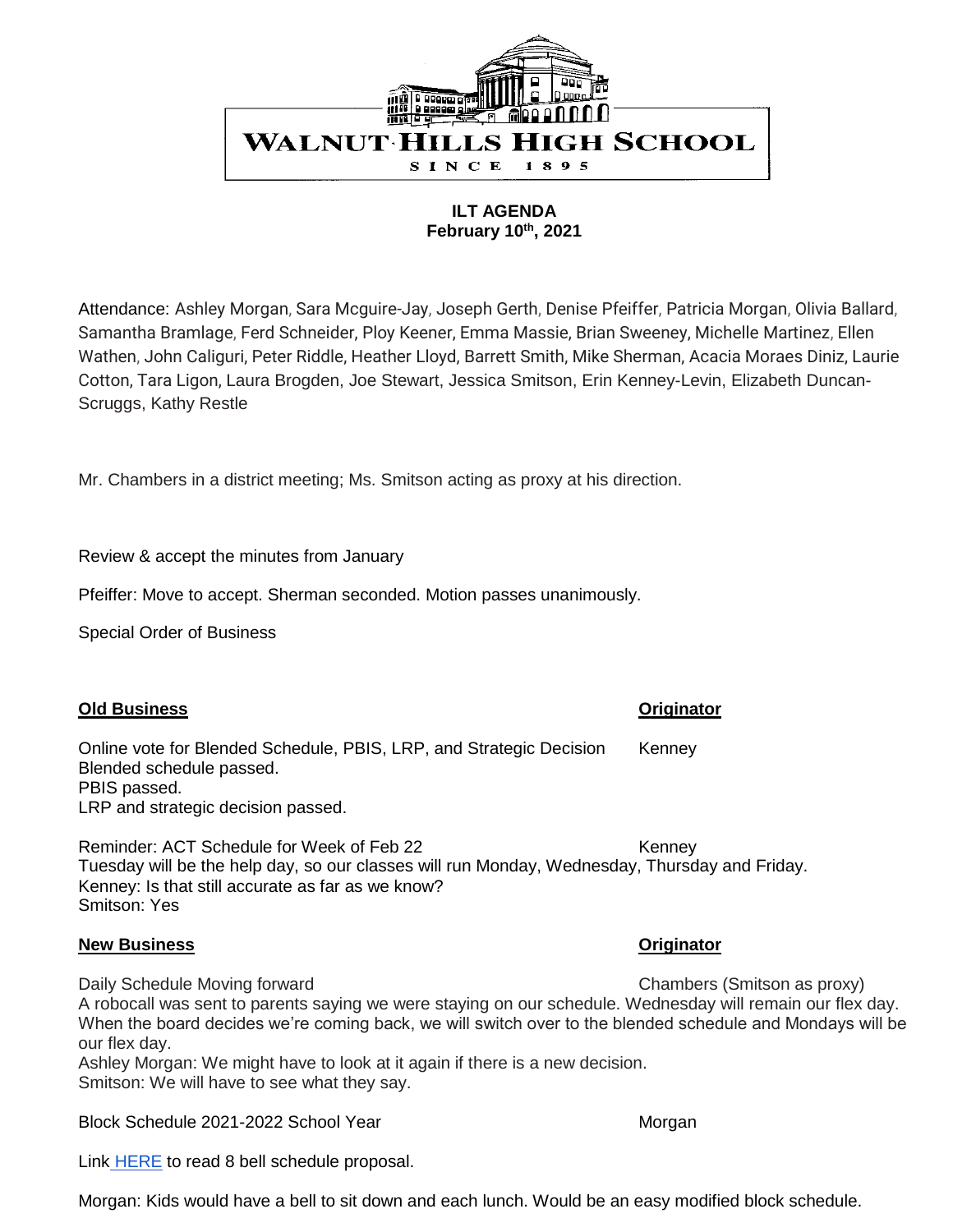WALNUT HILLS HIGH SCHOOL

SINCE 1895

**ILT AGENDA**
**February 10th, 2021**

Attendance: Ashley Morgan, Sara Mcguire-Jay, Joseph Gerth, Denise Pfeiffer, Patricia Morgan, Olivia Ballard, Samantha Bramlage, Ferd Schneider, Ploy Keener, Emma Massie, Brian Sweeney, Michelle Martinez, Ellen Wathen, John Caliguri, Peter Riddle, Heather Lloyd, Barrett Smith, Mike Sherman, Acacia Moraes Diniz, Laurie Cotton, Tara Ligon, Laura Brogden, Joe Stewart, Jessica Smitson, Erin Kenney-Levin, Elizabeth Duncan-Scruggs, Kathy Restle

Mr. Chambers in a district meeting; Ms. Smitson acting as proxy at his direction.

Review & accept the minutes from January

Pfeiffer: Move to accept. Sherman seconded. Motion passes unanimously.

Special Order of Business

| **Old Business** | **Originator** |
|---|---|

Online vote for Blended Schedule, PBIS, LRP, and Strategic Decision — Kenney
Blended schedule passed.
PBIS passed.
LRP and strategic decision passed.

Reminder: ACT Schedule for Week of Feb 22 — Kenney
Tuesday will be the help day, so our classes will run Monday, Wednesday, Thursday and Friday.
Kenney: Is that still accurate as far as we know?
Smitson: Yes

| **New Business** | **Originator** |
|---|---|

Daily Schedule Moving forward — Chambers (Smitson as proxy)
A robocall was sent to parents saying we were staying on our schedule. Wednesday will remain our flex day. When the board decides we're coming back, we will switch over to the blended schedule and Mondays will be our flex day.
Ashley Morgan: We might have to look at it again if there is a new decision.
Smitson: We will have to see what they say.

Block Schedule 2021-2022 School Year — Morgan

Link HERE to read 8 bell schedule proposal.

Morgan: Kids would have a bell to sit down and each lunch. Would be an easy modified block schedule.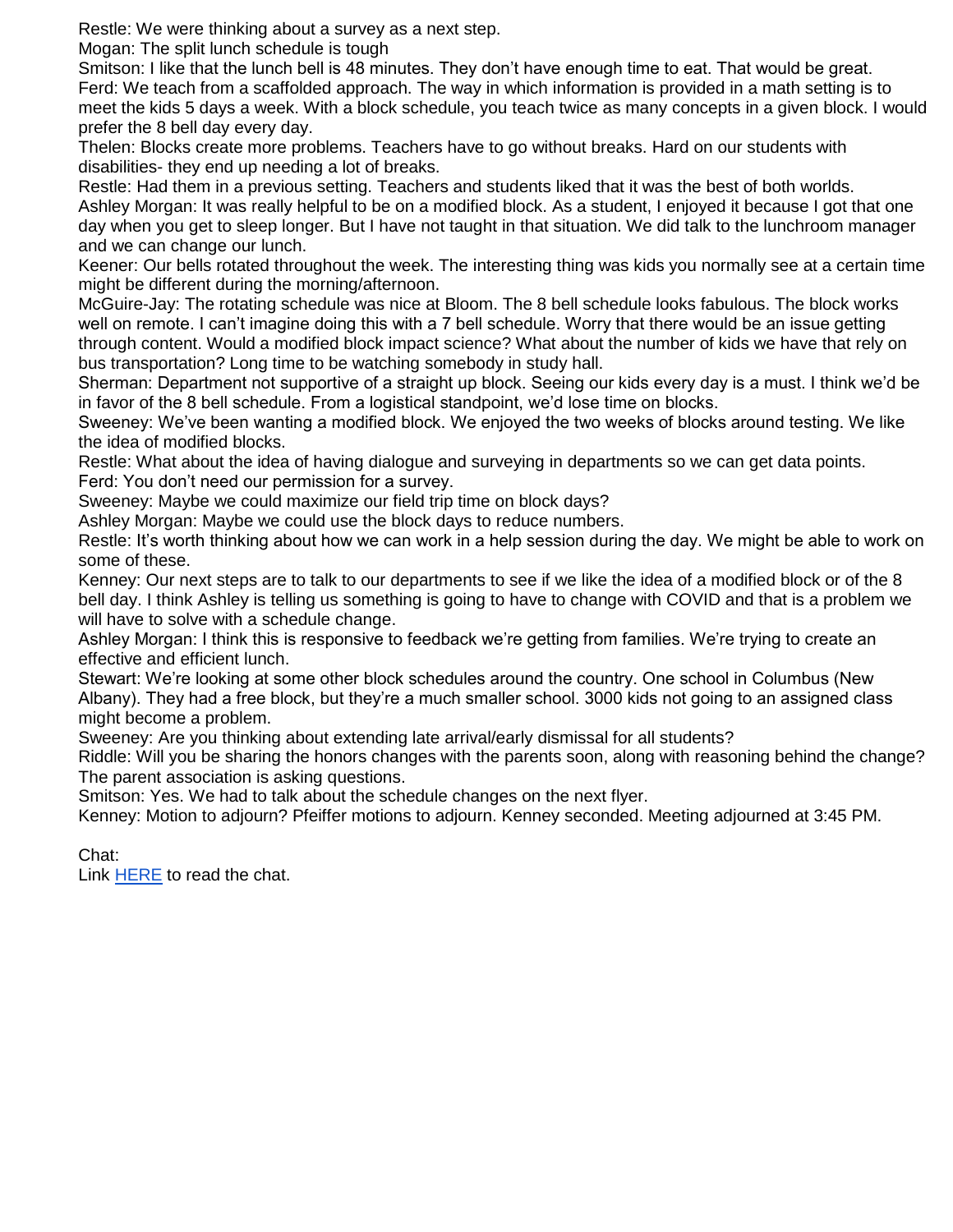Restle: We were thinking about a survey as a next step.
Mogan: The split lunch schedule is tough
Smitson: I like that the lunch bell is 48 minutes. They don't have enough time to eat. That would be great.
Ferd: We teach from a scaffolded approach. The way in which information is provided in a math setting is to meet the kids 5 days a week. With a block schedule, you teach twice as many concepts in a given block. I would prefer the 8 bell day every day.
Thelen: Blocks create more problems. Teachers have to go without breaks. Hard on our students with disabilities- they end up needing a lot of breaks.
Restle: Had them in a previous setting. Teachers and students liked that it was the best of both worlds.
Ashley Morgan: It was really helpful to be on a modified block. As a student, I enjoyed it because I got that one day when you get to sleep longer. But I have not taught in that situation. We did talk to the lunchroom manager and we can change our lunch.
Keener: Our bells rotated throughout the week. The interesting thing was kids you normally see at a certain time might be different during the morning/afternoon.
McGuire-Jay: The rotating schedule was nice at Bloom. The 8 bell schedule looks fabulous. The block works well on remote. I can't imagine doing this with a 7 bell schedule. Worry that there would be an issue getting through content. Would a modified block impact science? What about the number of kids we have that rely on bus transportation? Long time to be watching somebody in study hall.
Sherman: Department not supportive of a straight up block. Seeing our kids every day is a must. I think we'd be in favor of the 8 bell schedule. From a logistical standpoint, we'd lose time on blocks.
Sweeney: We've been wanting a modified block. We enjoyed the two weeks of blocks around testing. We like the idea of modified blocks.
Restle: What about the idea of having dialogue and surveying in departments so we can get data points.
Ferd: You don't need our permission for a survey.
Sweeney: Maybe we could maximize our field trip time on block days?
Ashley Morgan: Maybe we could use the block days to reduce numbers.
Restle: It's worth thinking about how we can work in a help session during the day. We might be able to work on some of these.
Kenney: Our next steps are to talk to our departments to see if we like the idea of a modified block or of the 8 bell day. I think Ashley is telling us something is going to have to change with COVID and that is a problem we will have to solve with a schedule change.
Ashley Morgan: I think this is responsive to feedback we're getting from families. We're trying to create an effective and efficient lunch.
Stewart: We're looking at some other block schedules around the country. One school in Columbus (New Albany). They had a free block, but they're a much smaller school. 3000 kids not going to an assigned class might become a problem.
Sweeney: Are you thinking about extending late arrival/early dismissal for all students?
Riddle: Will you be sharing the honors changes with the parents soon, along with reasoning behind the change? The parent association is asking questions.
Smitson: Yes. We had to talk about the schedule changes on the next flyer.
Kenney: Motion to adjourn? Pfeiffer motions to adjourn. Kenney seconded. Meeting adjourned at 3:45 PM.

Chat:
Link [HERE] to read the chat.